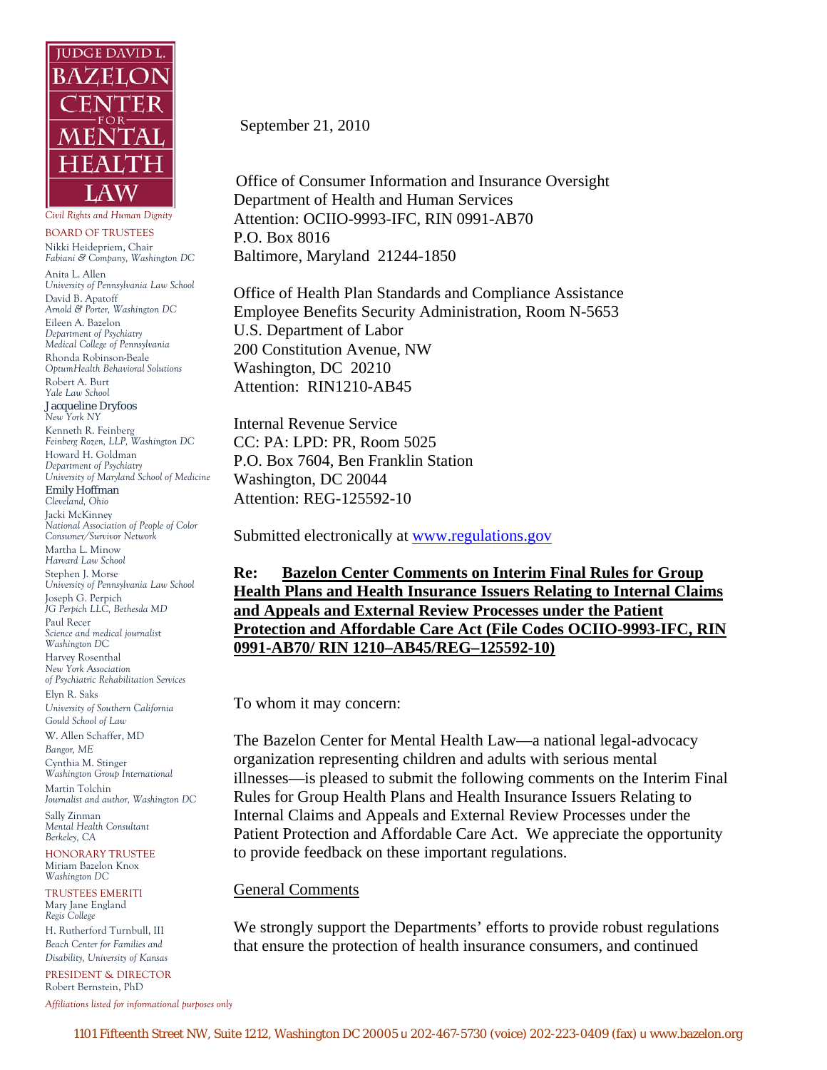JUDGE DAVID L. BAZELON CENTER FOR MENTAL HEALTH LAW

*Civil Rights and Human Dignity*

BOARD OF TRUSTEES

Nikki Heidepriem, Chair
*Fabiani & Company, Washington DC*

Anita L. Allen
*University of Pennsylvania Law School*

David B. Apatoff
*Arnold & Porter, Washington DC*

Eileen A. Bazelon
*Department of Psychiatry*
*Medical College of Pennsylvania*

Rhonda Robinson-Beale
*OptumHealth Behavioral Solutions*

Robert A. Burt
*Yale Law School*

Jacqueline Dryfoos
*New York NY*

Kenneth R. Feinberg
*Feinberg Rozen, LLP, Washington DC*

Howard H. Goldman
*Department of Psychiatry*
*University of Maryland School of Medicine*

Emily Hoffman
*Cleveland, Ohio*

Jacki McKinney
*National Association of People of Color Consumer/Survivor Network*

Martha L. Minow
*Harvard Law School*

Stephen J. Morse
*University of Pennsylvania Law School*

Joseph G. Perpich
*JG Perpich LLC, Bethesda MD*

Paul Recer
*Science and medical journalist*
*Washington DC*

Harvey Rosenthal
*New York Association of Psychiatric Rehabilitation Services*

Elyn R. Saks
*University of Southern California Gould School of Law*

W. Allen Schaffer, MD
*Bangor, ME*

Cynthia M. Stinger
*Washington Group International*

Martin Tolchin
*Journalist and author, Washington DC*

Sally Zinman
*Mental Health Consultant*
*Berkeley, CA*

HONORARY TRUSTEE

Miriam Bazelon Knox
*Washington DC*

TRUSTEES EMERITI

Mary Jane England
*Regis College*

H. Rutherford Turnbull, III
*Beach Center for Families and Disability, University of Kansas*

PRESIDENT & DIRECTOR

Robert Bernstein, PhD

*Affiliations listed for informational purposes only*

September 21, 2010

Office of Consumer Information and Insurance Oversight
Department of Health and Human Services
Attention: OCIIO-9993-IFC, RIN 0991-AB70
P.O. Box 8016
Baltimore, Maryland 21244-1850

Office of Health Plan Standards and Compliance Assistance
Employee Benefits Security Administration, Room N-5653
U.S. Department of Labor
200 Constitution Avenue, NW
Washington, DC 20210
Attention: RIN1210-AB45

Internal Revenue Service
CC: PA: LPD: PR, Room 5025
P.O. Box 7604, Ben Franklin Station
Washington, DC 20044
Attention: REG-125592-10

Submitted electronically at www.regulations.gov

**Re: Bazelon Center Comments on Interim Final Rules for Group Health Plans and Health Insurance Issuers Relating to Internal Claims and Appeals and External Review Processes under the Patient Protection and Affordable Care Act (File Codes OCIIO-9993-IFC, RIN 0991-AB70/ RIN 1210–AB45/REG–125592-10)**

To whom it may concern:

The Bazelon Center for Mental Health Law—a national legal-advocacy organization representing children and adults with serious mental illnesses—is pleased to submit the following comments on the Interim Final Rules for Group Health Plans and Health Insurance Issuers Relating to Internal Claims and Appeals and External Review Processes under the Patient Protection and Affordable Care Act. We appreciate the opportunity to provide feedback on these important regulations.

General Comments

We strongly support the Departments' efforts to provide robust regulations that ensure the protection of health insurance consumers, and continued

1101 Fifteenth Street NW, Suite 1212, Washington DC 20005 u 202-467-5730 (voice) 202-223-0409 (fax) u www.bazelon.org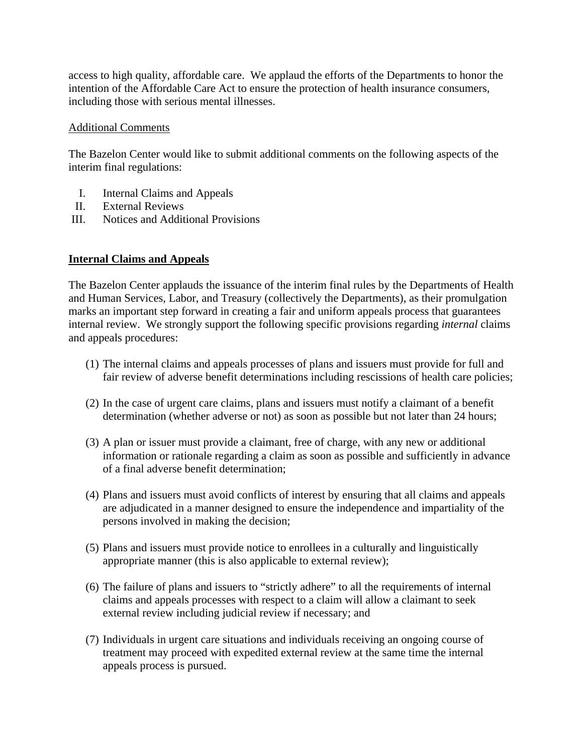access to high quality, affordable care. We applaud the efforts of the Departments to honor the intention of the Affordable Care Act to ensure the protection of health insurance consumers, including those with serious mental illnesses.

Additional Comments

The Bazelon Center would like to submit additional comments on the following aspects of the interim final regulations:

I. Internal Claims and Appeals
II. External Reviews
III. Notices and Additional Provisions

**Internal Claims and Appeals**

The Bazelon Center applauds the issuance of the interim final rules by the Departments of Health and Human Services, Labor, and Treasury (collectively the Departments), as their promulgation marks an important step forward in creating a fair and uniform appeals process that guarantees internal review. We strongly support the following specific provisions regarding *internal* claims and appeals procedures:

(1) The internal claims and appeals processes of plans and issuers must provide for full and fair review of adverse benefit determinations including rescissions of health care policies;

(2) In the case of urgent care claims, plans and issuers must notify a claimant of a benefit determination (whether adverse or not) as soon as possible but not later than 24 hours;

(3) A plan or issuer must provide a claimant, free of charge, with any new or additional information or rationale regarding a claim as soon as possible and sufficiently in advance of a final adverse benefit determination;

(4) Plans and issuers must avoid conflicts of interest by ensuring that all claims and appeals are adjudicated in a manner designed to ensure the independence and impartiality of the persons involved in making the decision;

(5) Plans and issuers must provide notice to enrollees in a culturally and linguistically appropriate manner (this is also applicable to external review);

(6) The failure of plans and issuers to "strictly adhere" to all the requirements of internal claims and appeals processes with respect to a claim will allow a claimant to seek external review including judicial review if necessary; and

(7) Individuals in urgent care situations and individuals receiving an ongoing course of treatment may proceed with expedited external review at the same time the internal appeals process is pursued.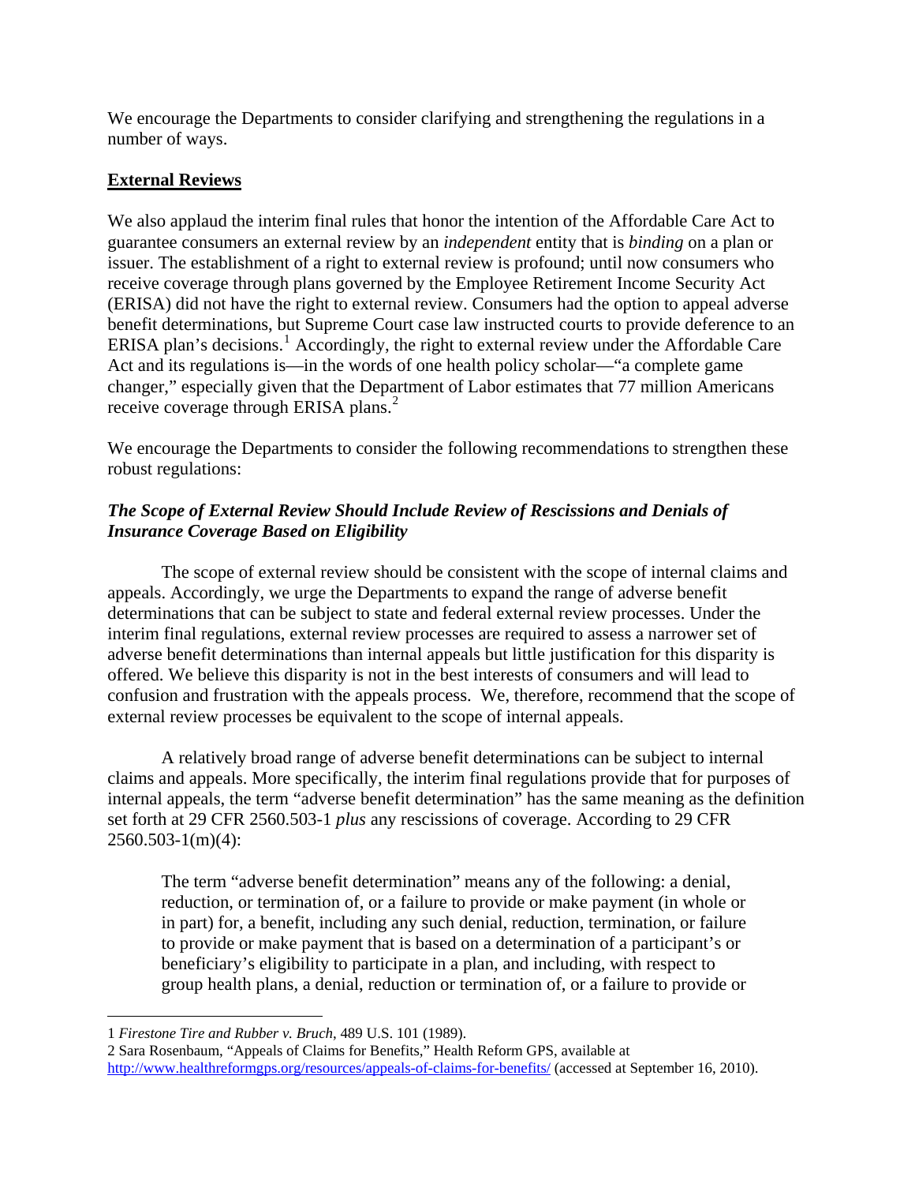We encourage the Departments to consider clarifying and strengthening the regulations in a number of ways.

## **External Reviews**

We also applaud the interim final rules that honor the intention of the Affordable Care Act to guarantee consumers an external review by an *independent* entity that is *binding* on a plan or issuer. The establishment of a right to external review is profound; until now consumers who receive coverage through plans governed by the Employee Retirement Income Security Act (ERISA) did not have the right to external review. Consumers had the option to appeal adverse benefit determinations, but Supreme Court case law instructed courts to provide deference to an ERISA plan's decisions.[1] Accordingly, the right to external review under the Affordable Care Act and its regulations is—in the words of one health policy scholar—"a complete game changer," especially given that the Department of Labor estimates that 77 million Americans receive coverage through ERISA plans.[2]

We encourage the Departments to consider the following recommendations to strengthen these robust regulations:

### ***The Scope of External Review Should Include Review of Rescissions and Denials of Insurance Coverage Based on Eligibility***

The scope of external review should be consistent with the scope of internal claims and appeals. Accordingly, we urge the Departments to expand the range of adverse benefit determinations that can be subject to state and federal external review processes. Under the interim final regulations, external review processes are required to assess a narrower set of adverse benefit determinations than internal appeals but little justification for this disparity is offered. We believe this disparity is not in the best interests of consumers and will lead to confusion and frustration with the appeals process. We, therefore, recommend that the scope of external review processes be equivalent to the scope of internal appeals.

A relatively broad range of adverse benefit determinations can be subject to internal claims and appeals. More specifically, the interim final regulations provide that for purposes of internal appeals, the term "adverse benefit determination" has the same meaning as the definition set forth at 29 CFR 2560.503-1 *plus* any rescissions of coverage. According to 29 CFR 2560.503-1(m)(4):

> The term "adverse benefit determination" means any of the following: a denial, reduction, or termination of, or a failure to provide or make payment (in whole or in part) for, a benefit, including any such denial, reduction, termination, or failure to provide or make payment that is based on a determination of a participant's or beneficiary's eligibility to participate in a plan, and including, with respect to group health plans, a denial, reduction or termination of, or a failure to provide or

---

1 *Firestone Tire and Rubber v. Bruch*, 489 U.S. 101 (1989).

2 Sara Rosenbaum, "Appeals of Claims for Benefits," Health Reform GPS, available at http://www.healthreformgps.org/resources/appeals-of-claims-for-benefits/ (accessed at September 16, 2010).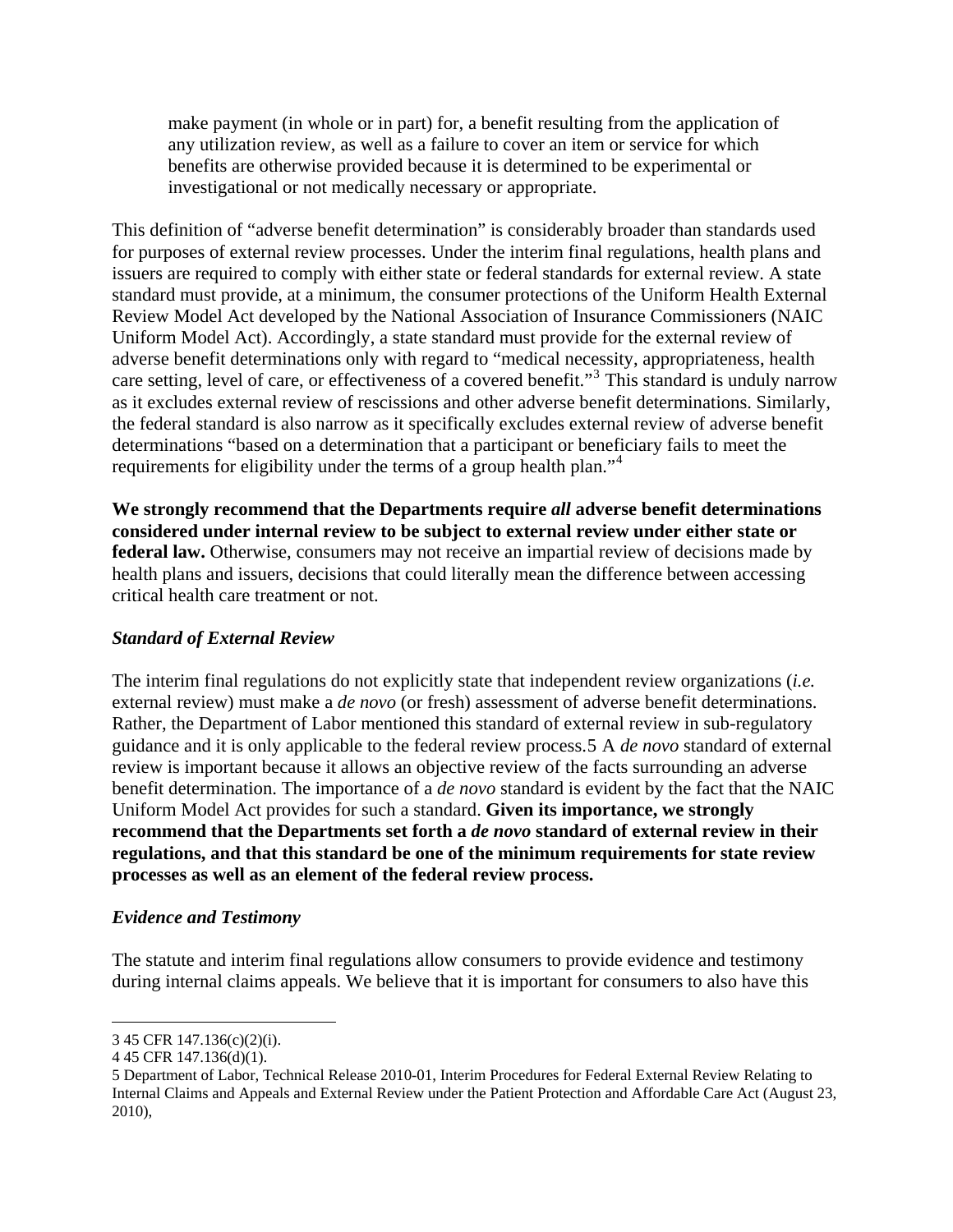make payment (in whole or in part) for, a benefit resulting from the application of any utilization review, as well as a failure to cover an item or service for which benefits are otherwise provided because it is determined to be experimental or investigational or not medically necessary or appropriate.

This definition of "adverse benefit determination" is considerably broader than standards used for purposes of external review processes. Under the interim final regulations, health plans and issuers are required to comply with either state or federal standards for external review. A state standard must provide, at a minimum, the consumer protections of the Uniform Health External Review Model Act developed by the National Association of Insurance Commissioners (NAIC Uniform Model Act). Accordingly, a state standard must provide for the external review of adverse benefit determinations only with regard to "medical necessity, appropriateness, health care setting, level of care, or effectiveness of a covered benefit."[3] This standard is unduly narrow as it excludes external review of rescissions and other adverse benefit determinations. Similarly, the federal standard is also narrow as it specifically excludes external review of adverse benefit determinations "based on a determination that a participant or beneficiary fails to meet the requirements for eligibility under the terms of a group health plan."[4]

**We strongly recommend that the Departments require *all* adverse benefit determinations considered under internal review to be subject to external review under either state or federal law.** Otherwise, consumers may not receive an impartial review of decisions made by health plans and issuers, decisions that could literally mean the difference between accessing critical health care treatment or not.

### *Standard of External Review*

The interim final regulations do not explicitly state that independent review organizations (*i.e.* external review) must make a *de novo* (or fresh) assessment of adverse benefit determinations. Rather, the Department of Labor mentioned this standard of external review in sub-regulatory guidance and it is only applicable to the federal review process.5 A *de novo* standard of external review is important because it allows an objective review of the facts surrounding an adverse benefit determination. The importance of a *de novo* standard is evident by the fact that the NAIC Uniform Model Act provides for such a standard. **Given its importance, we strongly recommend that the Departments set forth a *de novo* standard of external review in their regulations, and that this standard be one of the minimum requirements for state review processes as well as an element of the federal review process.**

### *Evidence and Testimony*

The statute and interim final regulations allow consumers to provide evidence and testimony during internal claims appeals. We believe that it is important for consumers to also have this

---

3 45 CFR 147.136(c)(2)(i).

4 45 CFR 147.136(d)(1).

5 Department of Labor, Technical Release 2010-01, Interim Procedures for Federal External Review Relating to Internal Claims and Appeals and External Review under the Patient Protection and Affordable Care Act (August 23, 2010),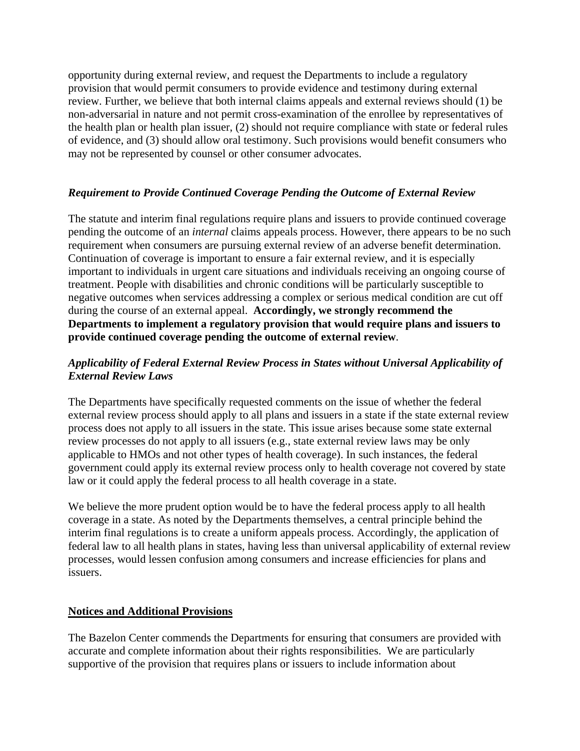opportunity during external review, and request the Departments to include a regulatory provision that would permit consumers to provide evidence and testimony during external review. Further, we believe that both internal claims appeals and external reviews should (1) be non-adversarial in nature and not permit cross-examination of the enrollee by representatives of the health plan or health plan issuer, (2) should not require compliance with state or federal rules of evidence, and (3) should allow oral testimony. Such provisions would benefit consumers who may not be represented by counsel or other consumer advocates.

***Requirement to Provide Continued Coverage Pending the Outcome of External Review***

The statute and interim final regulations require plans and issuers to provide continued coverage pending the outcome of an *internal* claims appeals process. However, there appears to be no such requirement when consumers are pursuing external review of an adverse benefit determination. Continuation of coverage is important to ensure a fair external review, and it is especially important to individuals in urgent care situations and individuals receiving an ongoing course of treatment. People with disabilities and chronic conditions will be particularly susceptible to negative outcomes when services addressing a complex or serious medical condition are cut off during the course of an external appeal. **Accordingly, we strongly recommend the Departments to implement a regulatory provision that would require plans and issuers to provide continued coverage pending the outcome of external review**.

***Applicability of Federal External Review Process in States without Universal Applicability of External Review Laws***

The Departments have specifically requested comments on the issue of whether the federal external review process should apply to all plans and issuers in a state if the state external review process does not apply to all issuers in the state. This issue arises because some state external review processes do not apply to all issuers (e.g., state external review laws may be only applicable to HMOs and not other types of health coverage). In such instances, the federal government could apply its external review process only to health coverage not covered by state law or it could apply the federal process to all health coverage in a state.

We believe the more prudent option would be to have the federal process apply to all health coverage in a state. As noted by the Departments themselves, a central principle behind the interim final regulations is to create a uniform appeals process. Accordingly, the application of federal law to all health plans in states, having less than universal applicability of external review processes, would lessen confusion among consumers and increase efficiencies for plans and issuers.

**Notices and Additional Provisions**

The Bazelon Center commends the Departments for ensuring that consumers are provided with accurate and complete information about their rights responsibilities. We are particularly supportive of the provision that requires plans or issuers to include information about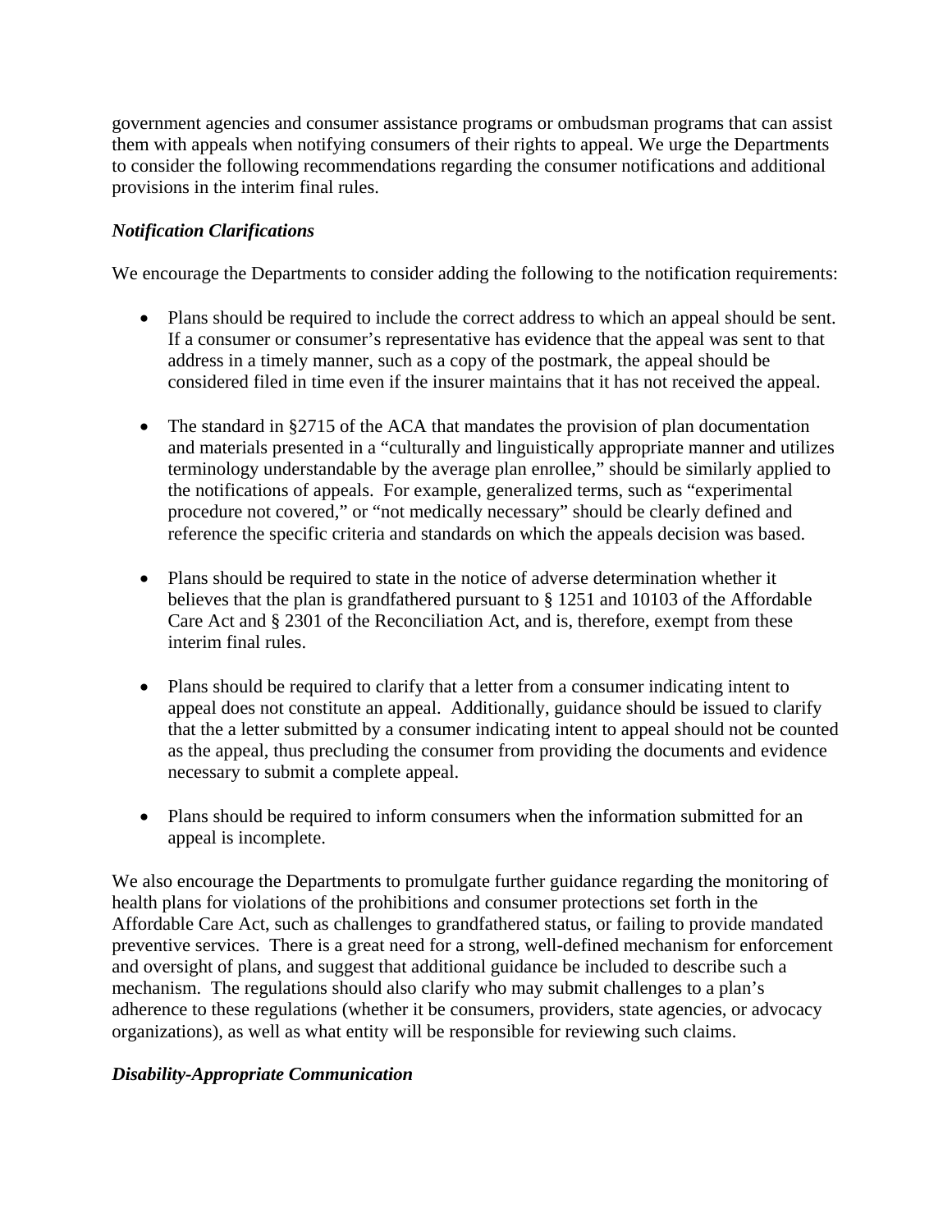government agencies and consumer assistance programs or ombudsman programs that can assist them with appeals when notifying consumers of their rights to appeal. We urge the Departments to consider the following recommendations regarding the consumer notifications and additional provisions in the interim final rules.

***Notification Clarifications***

We encourage the Departments to consider adding the following to the notification requirements:

- Plans should be required to include the correct address to which an appeal should be sent. If a consumer or consumer's representative has evidence that the appeal was sent to that address in a timely manner, such as a copy of the postmark, the appeal should be considered filed in time even if the insurer maintains that it has not received the appeal.

- The standard in §2715 of the ACA that mandates the provision of plan documentation and materials presented in a "culturally and linguistically appropriate manner and utilizes terminology understandable by the average plan enrollee," should be similarly applied to the notifications of appeals. For example, generalized terms, such as "experimental procedure not covered," or "not medically necessary" should be clearly defined and reference the specific criteria and standards on which the appeals decision was based.

- Plans should be required to state in the notice of adverse determination whether it believes that the plan is grandfathered pursuant to § 1251 and 10103 of the Affordable Care Act and § 2301 of the Reconciliation Act, and is, therefore, exempt from these interim final rules.

- Plans should be required to clarify that a letter from a consumer indicating intent to appeal does not constitute an appeal. Additionally, guidance should be issued to clarify that the a letter submitted by a consumer indicating intent to appeal should not be counted as the appeal, thus precluding the consumer from providing the documents and evidence necessary to submit a complete appeal.

- Plans should be required to inform consumers when the information submitted for an appeal is incomplete.

We also encourage the Departments to promulgate further guidance regarding the monitoring of health plans for violations of the prohibitions and consumer protections set forth in the Affordable Care Act, such as challenges to grandfathered status, or failing to provide mandated preventive services. There is a great need for a strong, well-defined mechanism for enforcement and oversight of plans, and suggest that additional guidance be included to describe such a mechanism. The regulations should also clarify who may submit challenges to a plan's adherence to these regulations (whether it be consumers, providers, state agencies, or advocacy organizations), as well as what entity will be responsible for reviewing such claims.

***Disability-Appropriate Communication***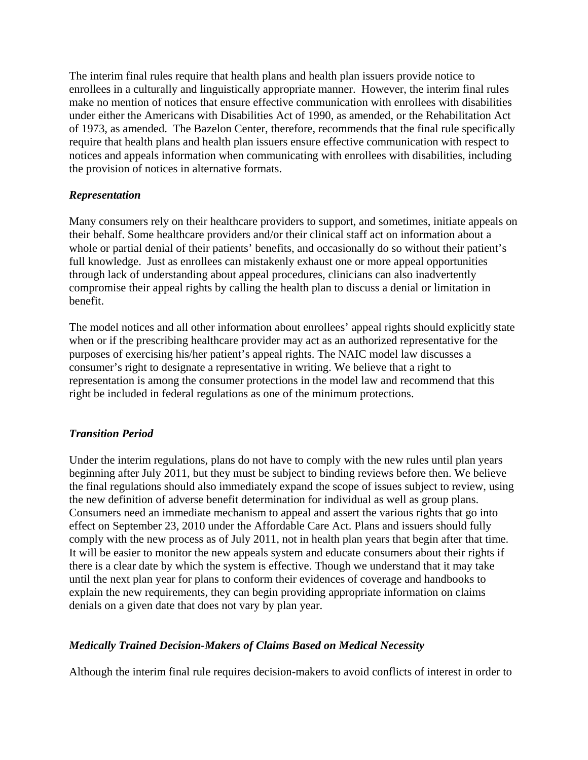The interim final rules require that health plans and health plan issuers provide notice to enrollees in a culturally and linguistically appropriate manner. However, the interim final rules make no mention of notices that ensure effective communication with enrollees with disabilities under either the Americans with Disabilities Act of 1990, as amended, or the Rehabilitation Act of 1973, as amended. The Bazelon Center, therefore, recommends that the final rule specifically require that health plans and health plan issuers ensure effective communication with respect to notices and appeals information when communicating with enrollees with disabilities, including the provision of notices in alternative formats.

### *Representation*

Many consumers rely on their healthcare providers to support, and sometimes, initiate appeals on their behalf. Some healthcare providers and/or their clinical staff act on information about a whole or partial denial of their patients' benefits, and occasionally do so without their patient's full knowledge. Just as enrollees can mistakenly exhaust one or more appeal opportunities through lack of understanding about appeal procedures, clinicians can also inadvertently compromise their appeal rights by calling the health plan to discuss a denial or limitation in benefit.

The model notices and all other information about enrollees' appeal rights should explicitly state when or if the prescribing healthcare provider may act as an authorized representative for the purposes of exercising his/her patient's appeal rights. The NAIC model law discusses a consumer's right to designate a representative in writing. We believe that a right to representation is among the consumer protections in the model law and recommend that this right be included in federal regulations as one of the minimum protections.

### *Transition Period*

Under the interim regulations, plans do not have to comply with the new rules until plan years beginning after July 2011, but they must be subject to binding reviews before then. We believe the final regulations should also immediately expand the scope of issues subject to review, using the new definition of adverse benefit determination for individual as well as group plans. Consumers need an immediate mechanism to appeal and assert the various rights that go into effect on September 23, 2010 under the Affordable Care Act. Plans and issuers should fully comply with the new process as of July 2011, not in health plan years that begin after that time. It will be easier to monitor the new appeals system and educate consumers about their rights if there is a clear date by which the system is effective. Though we understand that it may take until the next plan year for plans to conform their evidences of coverage and handbooks to explain the new requirements, they can begin providing appropriate information on claims denials on a given date that does not vary by plan year.

### *Medically Trained Decision-Makers of Claims Based on Medical Necessity*

Although the interim final rule requires decision-makers to avoid conflicts of interest in order to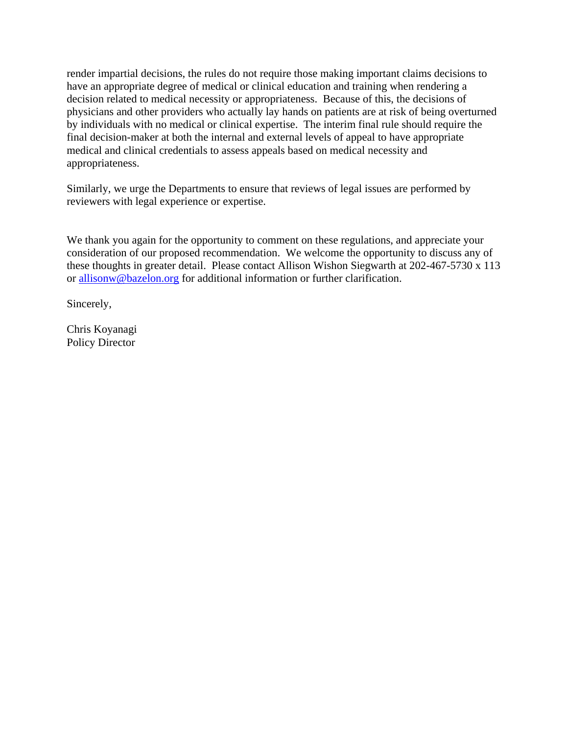render impartial decisions, the rules do not require those making important claims decisions to have an appropriate degree of medical or clinical education and training when rendering a decision related to medical necessity or appropriateness. Because of this, the decisions of physicians and other providers who actually lay hands on patients are at risk of being overturned by individuals with no medical or clinical expertise. The interim final rule should require the final decision-maker at both the internal and external levels of appeal to have appropriate medical and clinical credentials to assess appeals based on medical necessity and appropriateness.

Similarly, we urge the Departments to ensure that reviews of legal issues are performed by reviewers with legal experience or expertise.

We thank you again for the opportunity to comment on these regulations, and appreciate your consideration of our proposed recommendation. We welcome the opportunity to discuss any of these thoughts in greater detail. Please contact Allison Wishon Siegwarth at 202-467-5730 x 113 or allisonw@bazelon.org for additional information or further clarification.

Sincerely,

Chris Koyanagi
Policy Director